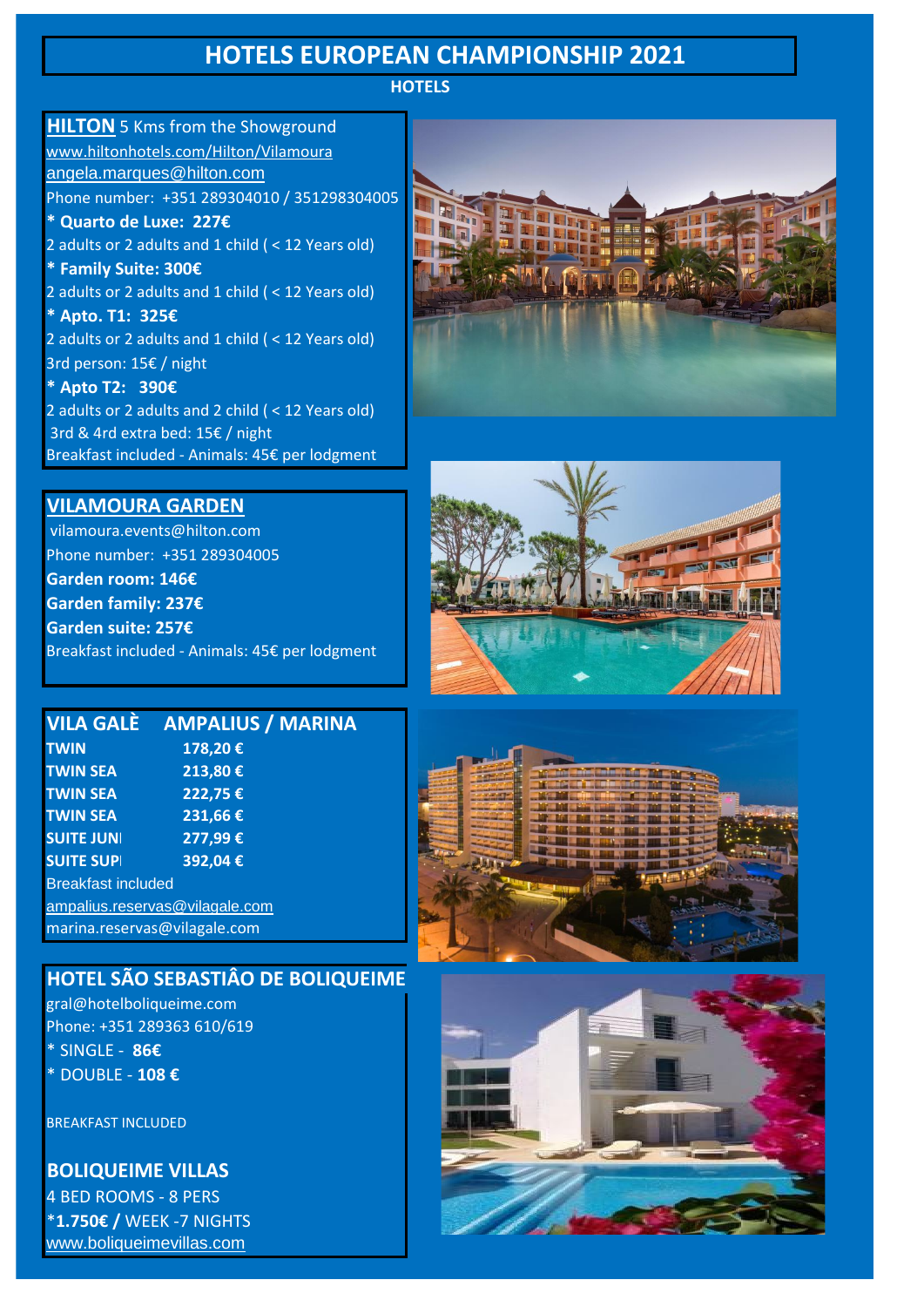# HOTELS EUROPEAN CHAMPIONSHIP 2021

**HOTELS**

## HILTON

5 Kms from the Showground

www.hiltonhotels.com/Hilton/Vilamoura

angela.marques@hilton.com

Phone number: +351 289304010 / 351298304005

**\* Quarto de Luxe: 227€**

2 adults or 2 adults and 1 child ( < 12 Years old)

**\* Family Suite: 300€**

2 adults or 2 adults and 1 child ( < 12 Years old)

**\* Apto. T1: 325€**

2 adults or 2 adults and 1 child ( < 12 Years old)

3rd person: 15€ / night

**\* Apto T2: 390€**

2 adults or 2 adults and 2 child ( < 12 Years old)

3rd & 4rd extra bed: 15€ / night

Breakfast included - Animals: 45€ per lodgment

## VILAMOURA GARDEN

vilamoura.events@hilton.com

Phone number: +351 289304005

**Garden room: 146€**

**Garden family: 237€**

**Garden suite: 257€**

Breakfast included - Animals: 45€ per lodgment

## VILA GALÈ AMPALIUS / MARINA

| | |
|---|---|
| **TWIN** | **178,20 €** |
| **TWIN SEA** | **213,80 €** |
| **TWIN SEA** | **222,75 €** |
| **TWIN SEA** | **231,66 €** |
| **SUITE JUNI** | **277,99 €** |
| **SUITE SUPI** | **392,04 €** |

Breakfast included

ampalius.reservas@vilagale.com

marina.reservas@vilagale.com

## HOTEL SÃO SEBASTIÂO DE BOLIQUEIME

gral@hotelboliqueime.com

Phone: +351 289363 610/619

\* SINGLE - **86€**

\* DOUBLE - **108 €**

BREAKFAST INCLUDED

## BOLIQUEIME VILLAS

4 BED ROOMS - 8 PERS

\***1.750€ /** WEEK -7 NIGHTS

www.boliqueimevillas.com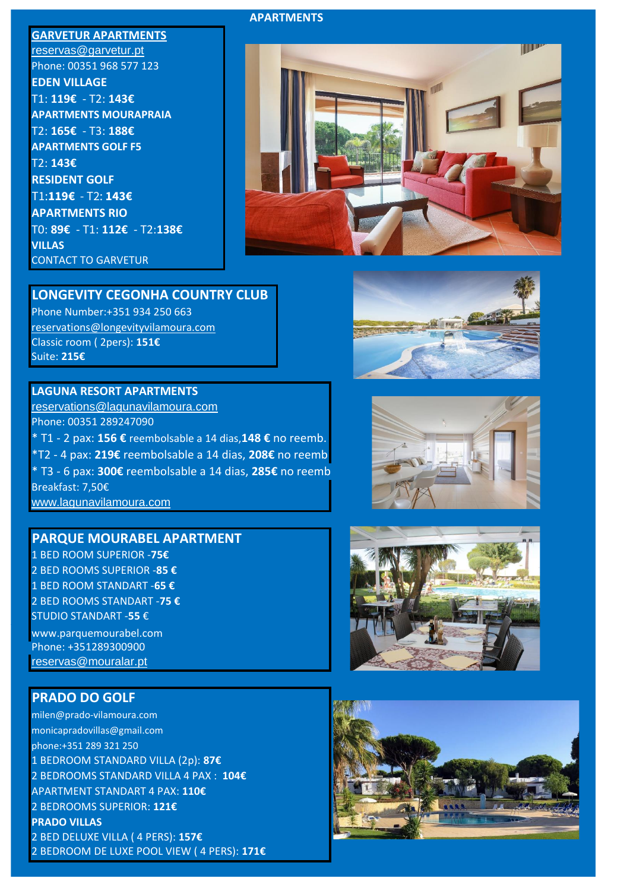# APARTMENTS

## GARVETUR APARTMENTS

reservas@garvetur.pt
Phone: 00351 968 577 123

**EDEN VILLAGE**
T1: **119€** - T2: **143€**

**APARTMENTS MOURAPRAIA**
T2: **165€** - T3: **188€**

**APARTMENTS GOLF F5**
T2: **143€**

**RESIDENT GOLF**
T1:**119€** - T2: **143€**

**APARTMENTS RIO**
T0: **89€** - T1: **112€** - T2:**138€**

**VILLAS**
CONTACT TO GARVETUR

## LONGEVITY CEGONHA COUNTRY CLUB

Phone Number:+351 934 250 663
reservations@longevityvilamoura.com
Classic room ( 2pers): **151€**
Suite: **215€**

## LAGUNA RESORT APARTMENTS

reservations@lagunavilamoura.com
Phone: 00351 289247090
* T1 - 2 pax: **156 €** reembolsable a 14 dias,**148 €** no reemb.
*T2 - 4 pax: **219€** reembolsable a 14 dias, **208€** no reemb
* T3 - 6 pax: **300€** reembolsable a 14 dias, **285€** no reemb

Breakfast: 7,50€
www.lagunavilamoura.com

## PARQUE MOURABEL APARTMENT

1 BED ROOM SUPERIOR -**75€**
2 BED ROOMS SUPERIOR -**85 €**
1 BED ROOM STANDART -**65 €**
2 BED ROOMS STANDART -**75 €**
STUDIO STANDART -**55** €

www.parquemourabel.com
Phone: +351289300900
reservas@mouralar.pt

## PRADO DO GOLF

milen@prado-vilamoura.com
monicapradovillas@gmail.com
phone:+351 289 321 250

1 BEDROOM STANDARD VILLA (2p): **87€**
2 BEDROOMS STANDARD VILLA 4 PAX : **104€**
APARTMENT STANDART 4 PAX: **110€**
2 BEDROOMS SUPERIOR: **121€**

**PRADO VILLAS**
2 BED DELUXE VILLA ( 4 PERS): **157€**
2 BEDROOM DE LUXE POOL VIEW ( 4 PERS): **171€**